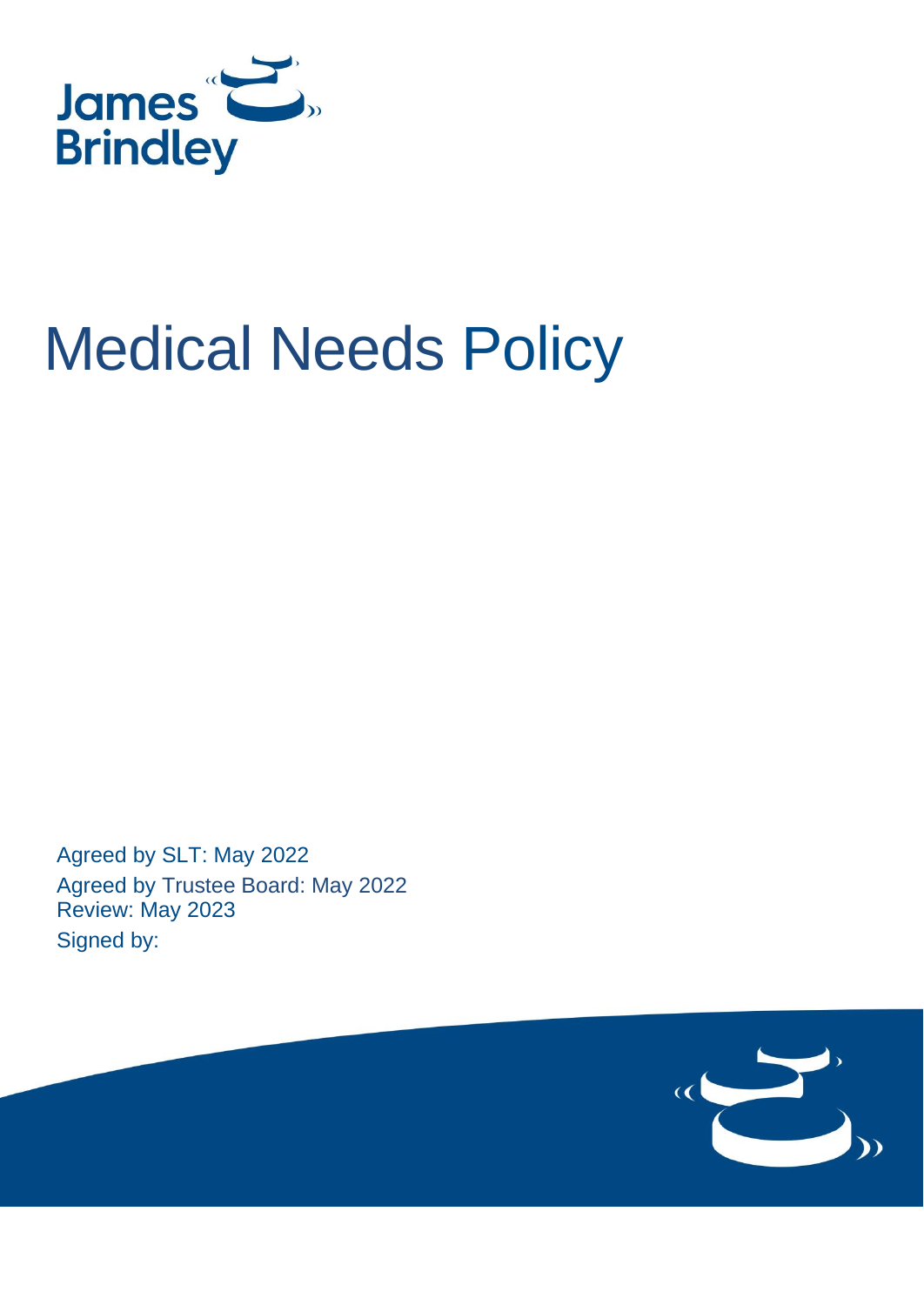James Brindley

# Medical Needs Policy

Agreed by SLT: May 2022

Agreed by Trustee Board: May 2022

Review: May 2023

Signed by: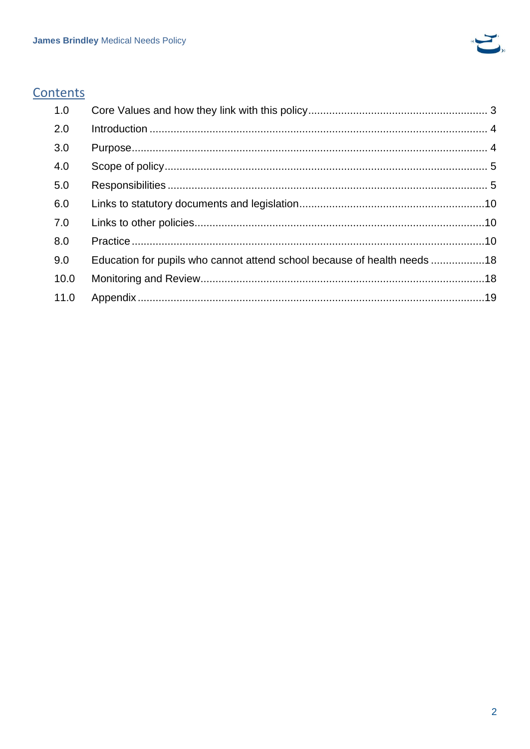## Contents

| | | |
|---|---|---|
| 1.0 | Core Values and how they link with this policy | 3 |
| 2.0 | Introduction | 4 |
| 3.0 | Purpose | 4 |
| 4.0 | Scope of policy | 5 |
| 5.0 | Responsibilities | 5 |
| 6.0 | Links to statutory documents and legislation | 10 |
| 7.0 | Links to other policies | 10 |
| 8.0 | Practice | 10 |
| 9.0 | Education for pupils who cannot attend school because of health needs | 18 |
| 10.0 | Monitoring and Review | 18 |
| 11.0 | Appendix | 19 |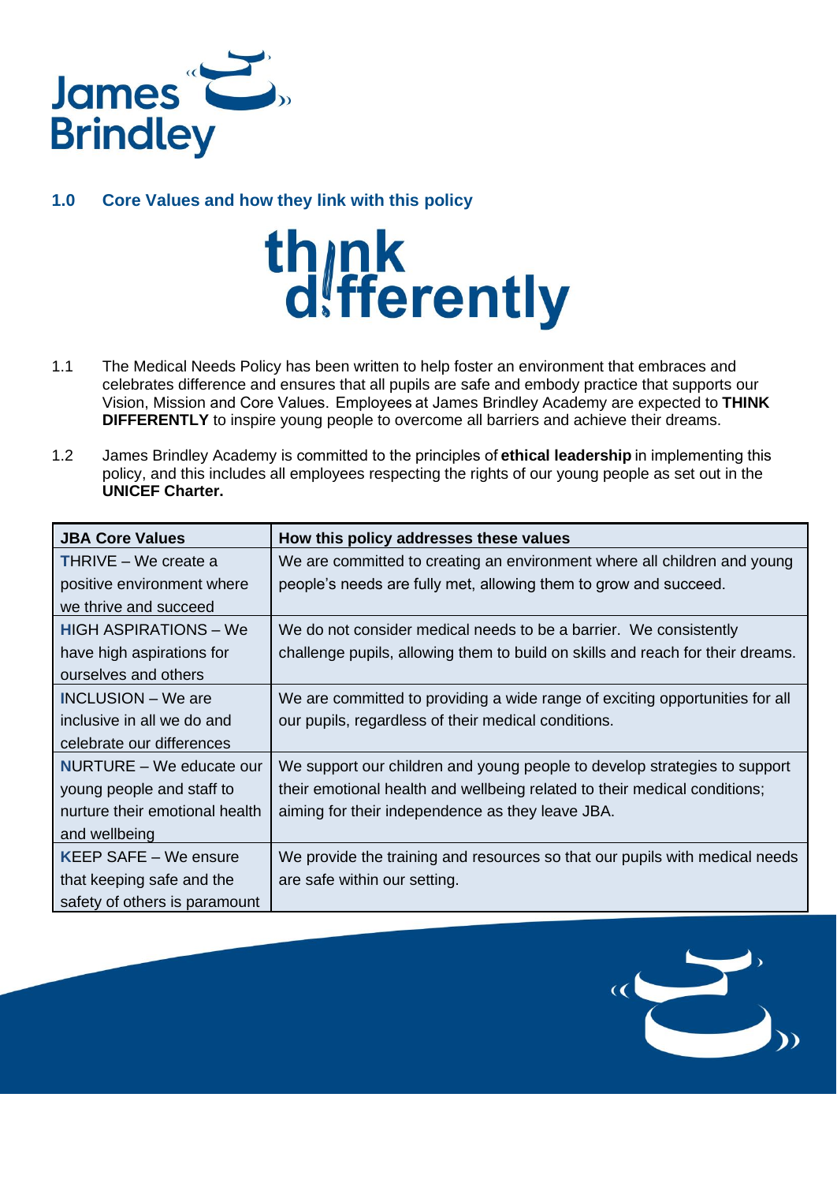## 1.0 Core Values and how they link with this policy

**think differently**

1.1 The Medical Needs Policy has been written to help foster an environment that embraces and celebrates difference and ensures that all pupils are safe and embody practice that supports our Vision, Mission and Core Values. Employees at James Brindley Academy are expected to **THINK DIFFERENTLY** to inspire young people to overcome all barriers and achieve their dreams.

1.2 James Brindley Academy is committed to the principles of **ethical leadership** in implementing this policy, and this includes all employees respecting the rights of our young people as set out in the **UNICEF Charter.**

| JBA Core Values | How this policy addresses these values |
|---|---|
| THRIVE – We create a positive environment where we thrive and succeed | We are committed to creating an environment where all children and young people's needs are fully met, allowing them to grow and succeed. |
| HIGH ASPIRATIONS – We have high aspirations for ourselves and others | We do not consider medical needs to be a barrier. We consistently challenge pupils, allowing them to build on skills and reach for their dreams. |
| INCLUSION – We are inclusive in all we do and celebrate our differences | We are committed to providing a wide range of exciting opportunities for all our pupils, regardless of their medical conditions. |
| NURTURE – We educate our young people and staff to nurture their emotional health and wellbeing | We support our children and young people to develop strategies to support their emotional health and wellbeing related to their medical conditions; aiming for their independence as they leave JBA. |
| KEEP SAFE – We ensure that keeping safe and the safety of others is paramount | We provide the training and resources so that our pupils with medical needs are safe within our setting. |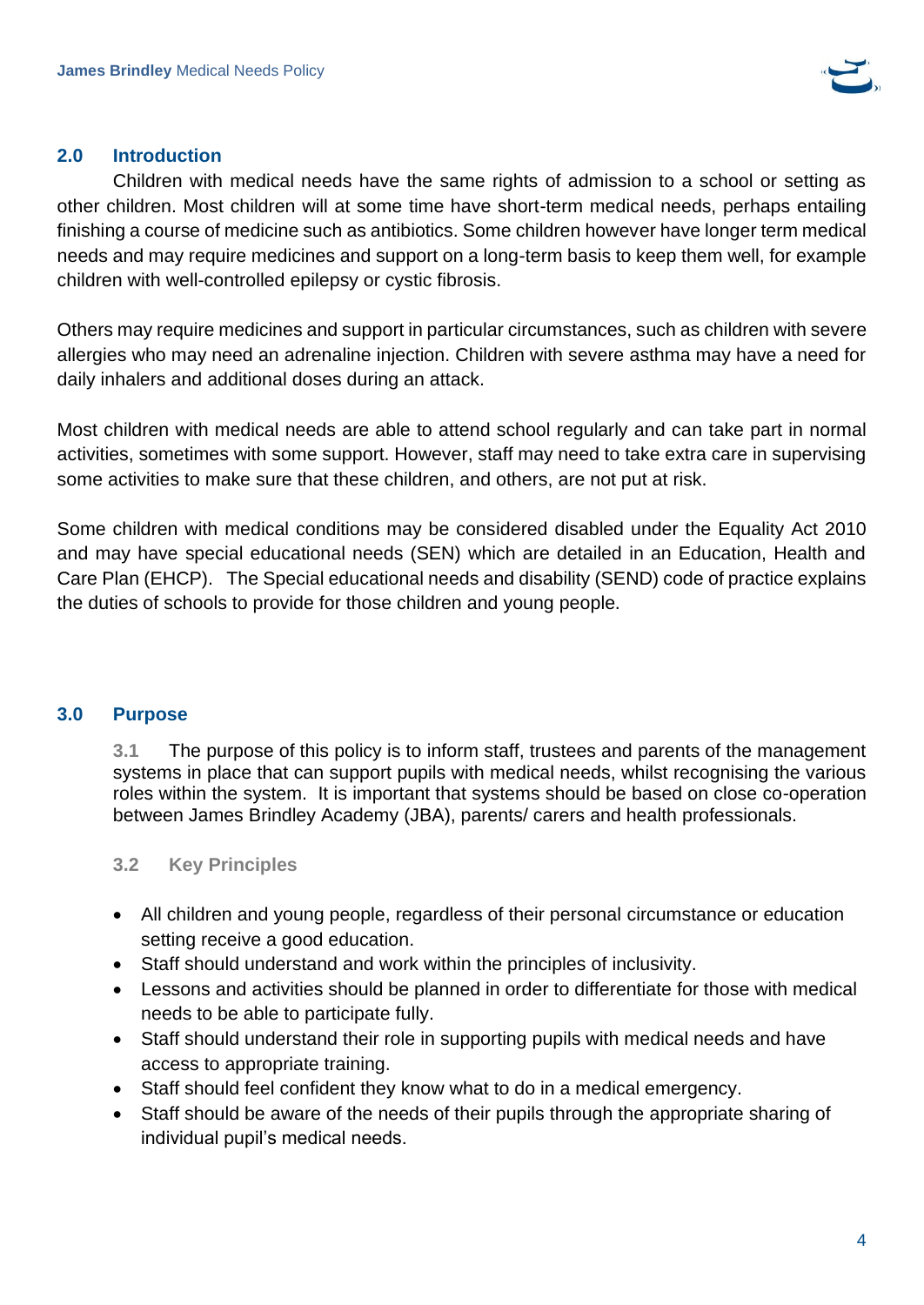## 2.0 Introduction

Children with medical needs have the same rights of admission to a school or setting as other children. Most children will at some time have short-term medical needs, perhaps entailing finishing a course of medicine such as antibiotics. Some children however have longer term medical needs and may require medicines and support on a long-term basis to keep them well, for example children with well-controlled epilepsy or cystic fibrosis.

Others may require medicines and support in particular circumstances, such as children with severe allergies who may need an adrenaline injection. Children with severe asthma may have a need for daily inhalers and additional doses during an attack.

Most children with medical needs are able to attend school regularly and can take part in normal activities, sometimes with some support. However, staff may need to take extra care in supervising some activities to make sure that these children, and others, are not put at risk.

Some children with medical conditions may be considered disabled under the Equality Act 2010 and may have special educational needs (SEN) which are detailed in an Education, Health and Care Plan (EHCP). The Special educational needs and disability (SEND) code of practice explains the duties of schools to provide for those children and young people.

## 3.0 Purpose

**3.1** The purpose of this policy is to inform staff, trustees and parents of the management systems in place that can support pupils with medical needs, whilst recognising the various roles within the system. It is important that systems should be based on close co-operation between James Brindley Academy (JBA), parents/ carers and health professionals.

### 3.2 Key Principles

- All children and young people, regardless of their personal circumstance or education setting receive a good education.
- Staff should understand and work within the principles of inclusivity.
- Lessons and activities should be planned in order to differentiate for those with medical needs to be able to participate fully.
- Staff should understand their role in supporting pupils with medical needs and have access to appropriate training.
- Staff should feel confident they know what to do in a medical emergency.
- Staff should be aware of the needs of their pupils through the appropriate sharing of individual pupil's medical needs.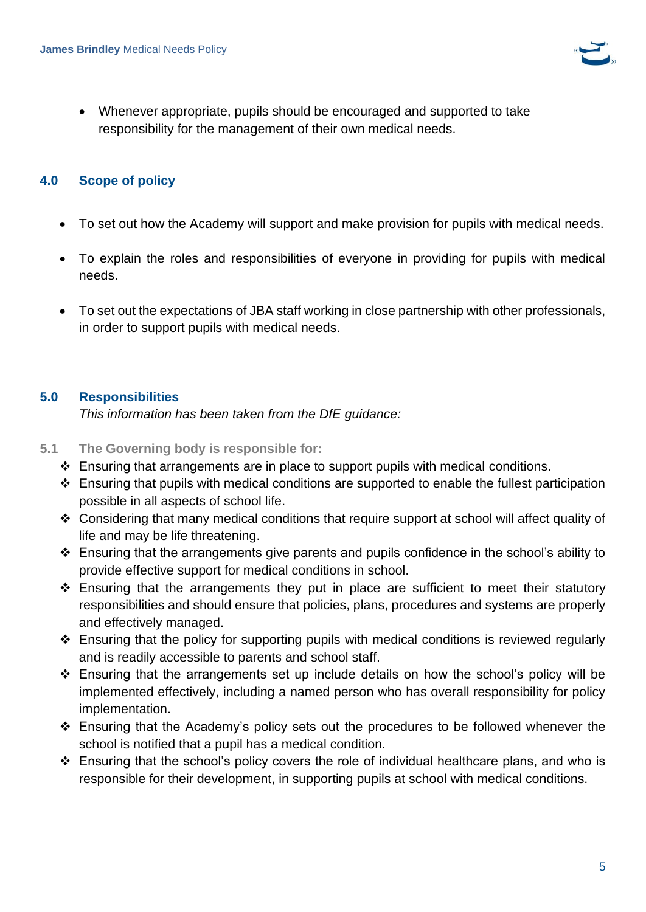- Whenever appropriate, pupils should be encouraged and supported to take responsibility for the management of their own medical needs.

## 4.0 Scope of policy

- To set out how the Academy will support and make provision for pupils with medical needs.
- To explain the roles and responsibilities of everyone in providing for pupils with medical needs.
- To set out the expectations of JBA staff working in close partnership with other professionals, in order to support pupils with medical needs.

## 5.0 Responsibilities

*This information has been taken from the DfE guidance:*

### 5.1 The Governing body is responsible for:

- ❖ Ensuring that arrangements are in place to support pupils with medical conditions.
- ❖ Ensuring that pupils with medical conditions are supported to enable the fullest participation possible in all aspects of school life.
- ❖ Considering that many medical conditions that require support at school will affect quality of life and may be life threatening.
- ❖ Ensuring that the arrangements give parents and pupils confidence in the school's ability to provide effective support for medical conditions in school.
- ❖ Ensuring that the arrangements they put in place are sufficient to meet their statutory responsibilities and should ensure that policies, plans, procedures and systems are properly and effectively managed.
- ❖ Ensuring that the policy for supporting pupils with medical conditions is reviewed regularly and is readily accessible to parents and school staff.
- ❖ Ensuring that the arrangements set up include details on how the school's policy will be implemented effectively, including a named person who has overall responsibility for policy implementation.
- ❖ Ensuring that the Academy's policy sets out the procedures to be followed whenever the school is notified that a pupil has a medical condition.
- ❖ Ensuring that the school's policy covers the role of individual healthcare plans, and who is responsible for their development, in supporting pupils at school with medical conditions.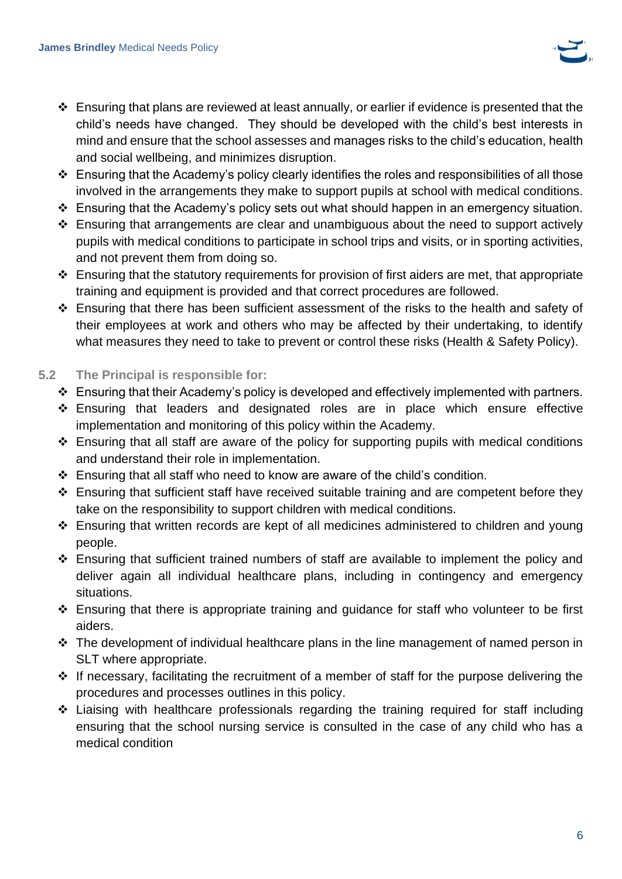- Ensuring that plans are reviewed at least annually, or earlier if evidence is presented that the child's needs have changed. They should be developed with the child's best interests in mind and ensure that the school assesses and manages risks to the child's education, health and social wellbeing, and minimizes disruption.
- Ensuring that the Academy's policy clearly identifies the roles and responsibilities of all those involved in the arrangements they make to support pupils at school with medical conditions.
- Ensuring that the Academy's policy sets out what should happen in an emergency situation.
- Ensuring that arrangements are clear and unambiguous about the need to support actively pupils with medical conditions to participate in school trips and visits, or in sporting activities, and not prevent them from doing so.
- Ensuring that the statutory requirements for provision of first aiders are met, that appropriate training and equipment is provided and that correct procedures are followed.
- Ensuring that there has been sufficient assessment of the risks to the health and safety of their employees at work and others who may be affected by their undertaking, to identify what measures they need to take to prevent or control these risks (Health & Safety Policy).

### 5.2 The Principal is responsible for:

- Ensuring that their Academy's policy is developed and effectively implemented with partners.
- Ensuring that leaders and designated roles are in place which ensure effective implementation and monitoring of this policy within the Academy.
- Ensuring that all staff are aware of the policy for supporting pupils with medical conditions and understand their role in implementation.
- Ensuring that all staff who need to know are aware of the child's condition.
- Ensuring that sufficient staff have received suitable training and are competent before they take on the responsibility to support children with medical conditions.
- Ensuring that written records are kept of all medicines administered to children and young people.
- Ensuring that sufficient trained numbers of staff are available to implement the policy and deliver again all individual healthcare plans, including in contingency and emergency situations.
- Ensuring that there is appropriate training and guidance for staff who volunteer to be first aiders.
- The development of individual healthcare plans in the line management of named person in SLT where appropriate.
- If necessary, facilitating the recruitment of a member of staff for the purpose delivering the procedures and processes outlines in this policy.
- Liaising with healthcare professionals regarding the training required for staff including ensuring that the school nursing service is consulted in the case of any child who has a medical condition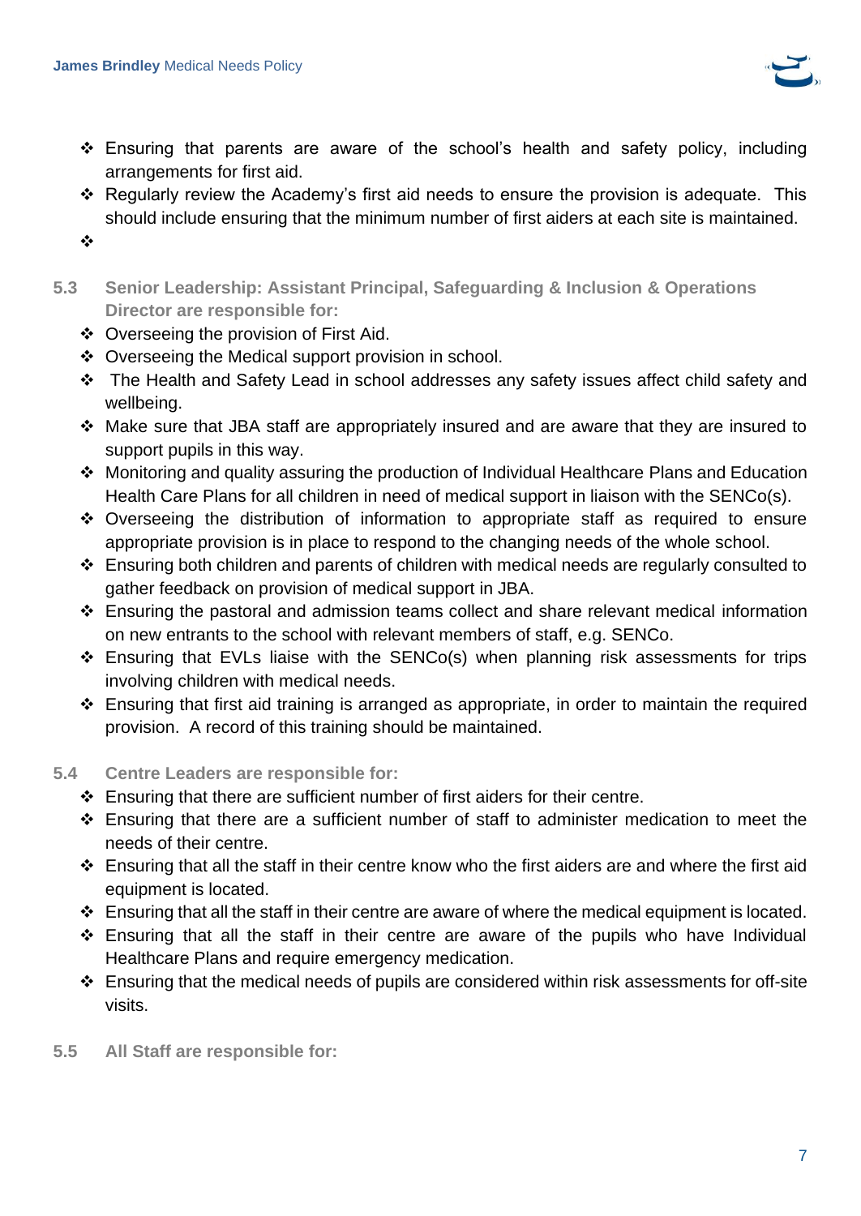- Ensuring that parents are aware of the school's health and safety policy, including arrangements for first aid.
- Regularly review the Academy's first aid needs to ensure the provision is adequate. This should include ensuring that the minimum number of first aiders at each site is maintained.
- 

### 5.3 Senior Leadership: Assistant Principal, Safeguarding & Inclusion & Operations Director are responsible for:

- Overseeing the provision of First Aid.
- Overseeing the Medical support provision in school.
- The Health and Safety Lead in school addresses any safety issues affect child safety and wellbeing.
- Make sure that JBA staff are appropriately insured and are aware that they are insured to support pupils in this way.
- Monitoring and quality assuring the production of Individual Healthcare Plans and Education Health Care Plans for all children in need of medical support in liaison with the SENCo(s).
- Overseeing the distribution of information to appropriate staff as required to ensure appropriate provision is in place to respond to the changing needs of the whole school.
- Ensuring both children and parents of children with medical needs are regularly consulted to gather feedback on provision of medical support in JBA.
- Ensuring the pastoral and admission teams collect and share relevant medical information on new entrants to the school with relevant members of staff, e.g. SENCo.
- Ensuring that EVLs liaise with the SENCo(s) when planning risk assessments for trips involving children with medical needs.
- Ensuring that first aid training is arranged as appropriate, in order to maintain the required provision. A record of this training should be maintained.

### 5.4 Centre Leaders are responsible for:

- Ensuring that there are sufficient number of first aiders for their centre.
- Ensuring that there are a sufficient number of staff to administer medication to meet the needs of their centre.
- Ensuring that all the staff in their centre know who the first aiders are and where the first aid equipment is located.
- Ensuring that all the staff in their centre are aware of where the medical equipment is located.
- Ensuring that all the staff in their centre are aware of the pupils who have Individual Healthcare Plans and require emergency medication.
- Ensuring that the medical needs of pupils are considered within risk assessments for off-site visits.

### 5.5 All Staff are responsible for: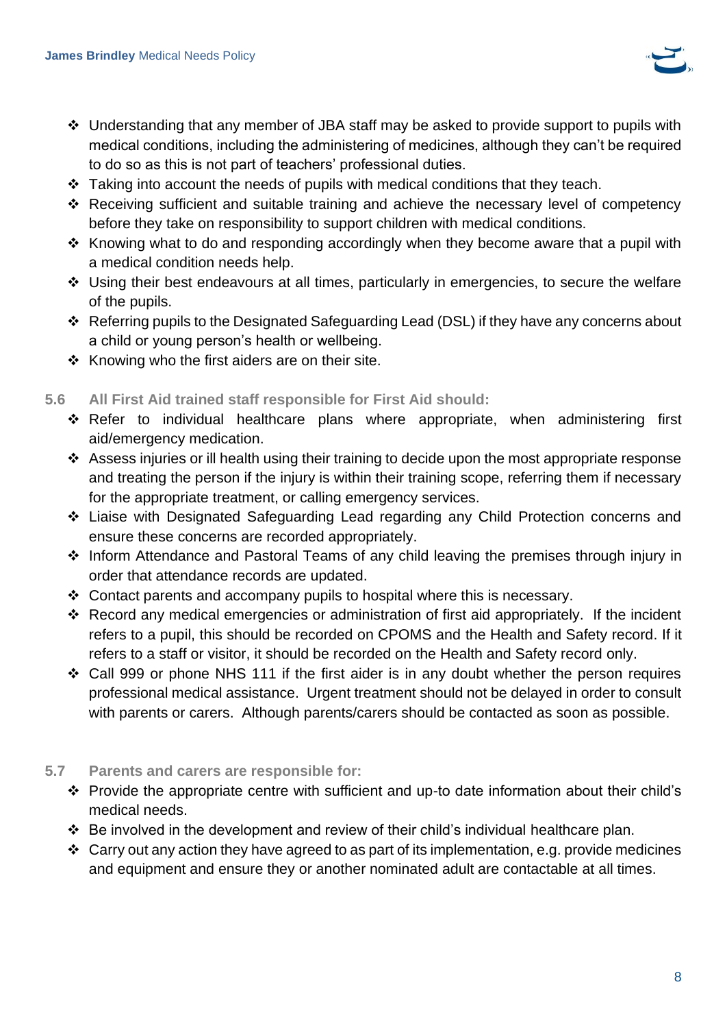- Understanding that any member of JBA staff may be asked to provide support to pupils with medical conditions, including the administering of medicines, although they can't be required to do so as this is not part of teachers' professional duties.
- Taking into account the needs of pupils with medical conditions that they teach.
- Receiving sufficient and suitable training and achieve the necessary level of competency before they take on responsibility to support children with medical conditions.
- Knowing what to do and responding accordingly when they become aware that a pupil with a medical condition needs help.
- Using their best endeavours at all times, particularly in emergencies, to secure the welfare of the pupils.
- Referring pupils to the Designated Safeguarding Lead (DSL) if they have any concerns about a child or young person's health or wellbeing.
- Knowing who the first aiders are on their site.

### 5.6 All First Aid trained staff responsible for First Aid should:

- Refer to individual healthcare plans where appropriate, when administering first aid/emergency medication.
- Assess injuries or ill health using their training to decide upon the most appropriate response and treating the person if the injury is within their training scope, referring them if necessary for the appropriate treatment, or calling emergency services.
- Liaise with Designated Safeguarding Lead regarding any Child Protection concerns and ensure these concerns are recorded appropriately.
- Inform Attendance and Pastoral Teams of any child leaving the premises through injury in order that attendance records are updated.
- Contact parents and accompany pupils to hospital where this is necessary.
- Record any medical emergencies or administration of first aid appropriately. If the incident refers to a pupil, this should be recorded on CPOMS and the Health and Safety record. If it refers to a staff or visitor, it should be recorded on the Health and Safety record only.
- Call 999 or phone NHS 111 if the first aider is in any doubt whether the person requires professional medical assistance. Urgent treatment should not be delayed in order to consult with parents or carers. Although parents/carers should be contacted as soon as possible.

### 5.7 Parents and carers are responsible for:

- Provide the appropriate centre with sufficient and up-to date information about their child's medical needs.
- Be involved in the development and review of their child's individual healthcare plan.
- Carry out any action they have agreed to as part of its implementation, e.g. provide medicines and equipment and ensure they or another nominated adult are contactable at all times.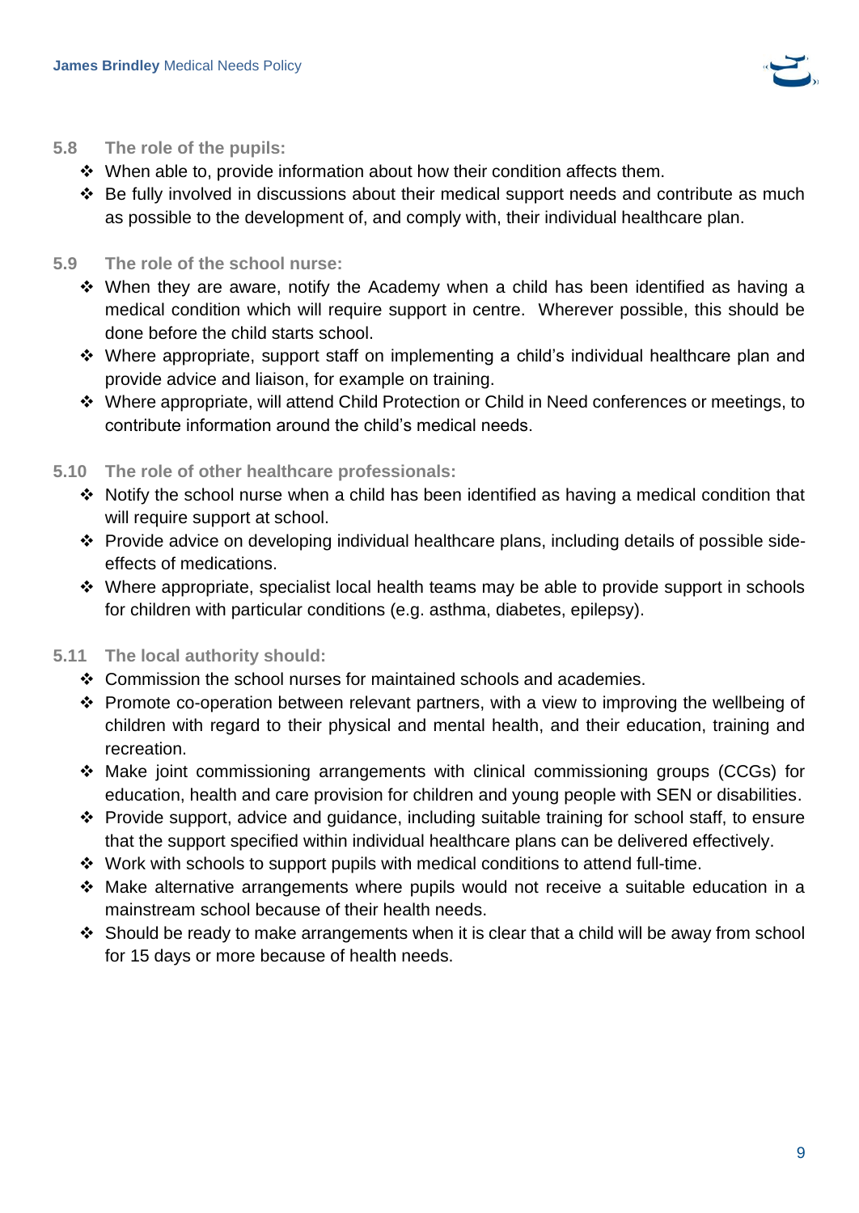### 5.8 The role of the pupils:

- When able to, provide information about how their condition affects them.
- Be fully involved in discussions about their medical support needs and contribute as much as possible to the development of, and comply with, their individual healthcare plan.

### 5.9 The role of the school nurse:

- When they are aware, notify the Academy when a child has been identified as having a medical condition which will require support in centre. Wherever possible, this should be done before the child starts school.
- Where appropriate, support staff on implementing a child's individual healthcare plan and provide advice and liaison, for example on training.
- Where appropriate, will attend Child Protection or Child in Need conferences or meetings, to contribute information around the child's medical needs.

### 5.10 The role of other healthcare professionals:

- Notify the school nurse when a child has been identified as having a medical condition that will require support at school.
- Provide advice on developing individual healthcare plans, including details of possible side-effects of medications.
- Where appropriate, specialist local health teams may be able to provide support in schools for children with particular conditions (e.g. asthma, diabetes, epilepsy).

### 5.11 The local authority should:

- Commission the school nurses for maintained schools and academies.
- Promote co-operation between relevant partners, with a view to improving the wellbeing of children with regard to their physical and mental health, and their education, training and recreation.
- Make joint commissioning arrangements with clinical commissioning groups (CCGs) for education, health and care provision for children and young people with SEN or disabilities.
- Provide support, advice and guidance, including suitable training for school staff, to ensure that the support specified within individual healthcare plans can be delivered effectively.
- Work with schools to support pupils with medical conditions to attend full-time.
- Make alternative arrangements where pupils would not receive a suitable education in a mainstream school because of their health needs.
- Should be ready to make arrangements when it is clear that a child will be away from school for 15 days or more because of health needs.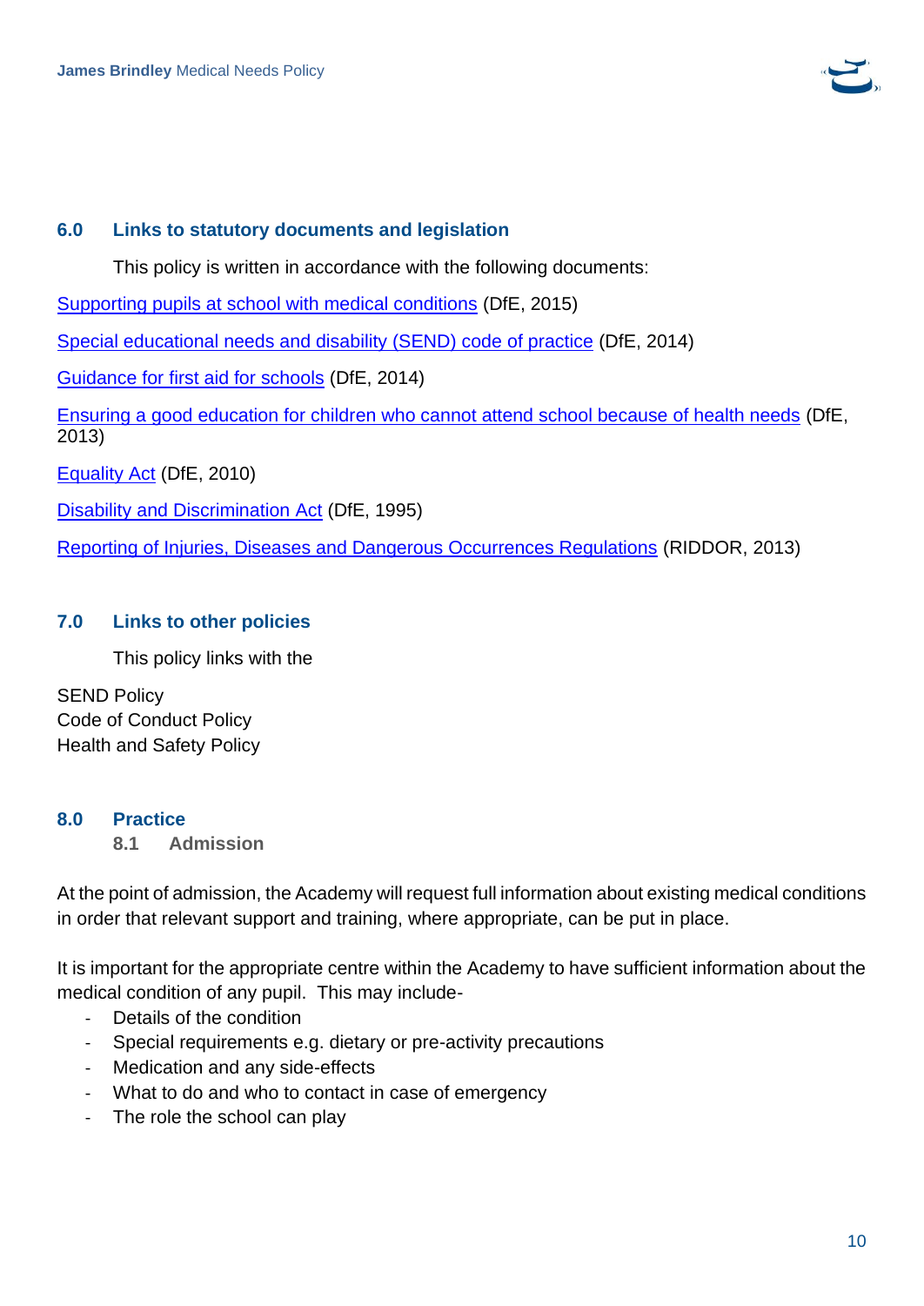## 6.0 Links to statutory documents and legislation

This policy is written in accordance with the following documents:

Supporting pupils at school with medical conditions (DfE, 2015)

Special educational needs and disability (SEND) code of practice (DfE, 2014)

Guidance for first aid for schools (DfE, 2014)

Ensuring a good education for children who cannot attend school because of health needs (DfE, 2013)

Equality Act (DfE, 2010)

Disability and Discrimination Act (DfE, 1995)

Reporting of Injuries, Diseases and Dangerous Occurrences Regulations (RIDDOR, 2013)

## 7.0 Links to other policies

This policy links with the

SEND Policy
Code of Conduct Policy
Health and Safety Policy

## 8.0 Practice

### 8.1 Admission

At the point of admission, the Academy will request full information about existing medical conditions in order that relevant support and training, where appropriate, can be put in place.

It is important for the appropriate centre within the Academy to have sufficient information about the medical condition of any pupil. This may include-

- Details of the condition
- Special requirements e.g. dietary or pre-activity precautions
- Medication and any side-effects
- What to do and who to contact in case of emergency
- The role the school can play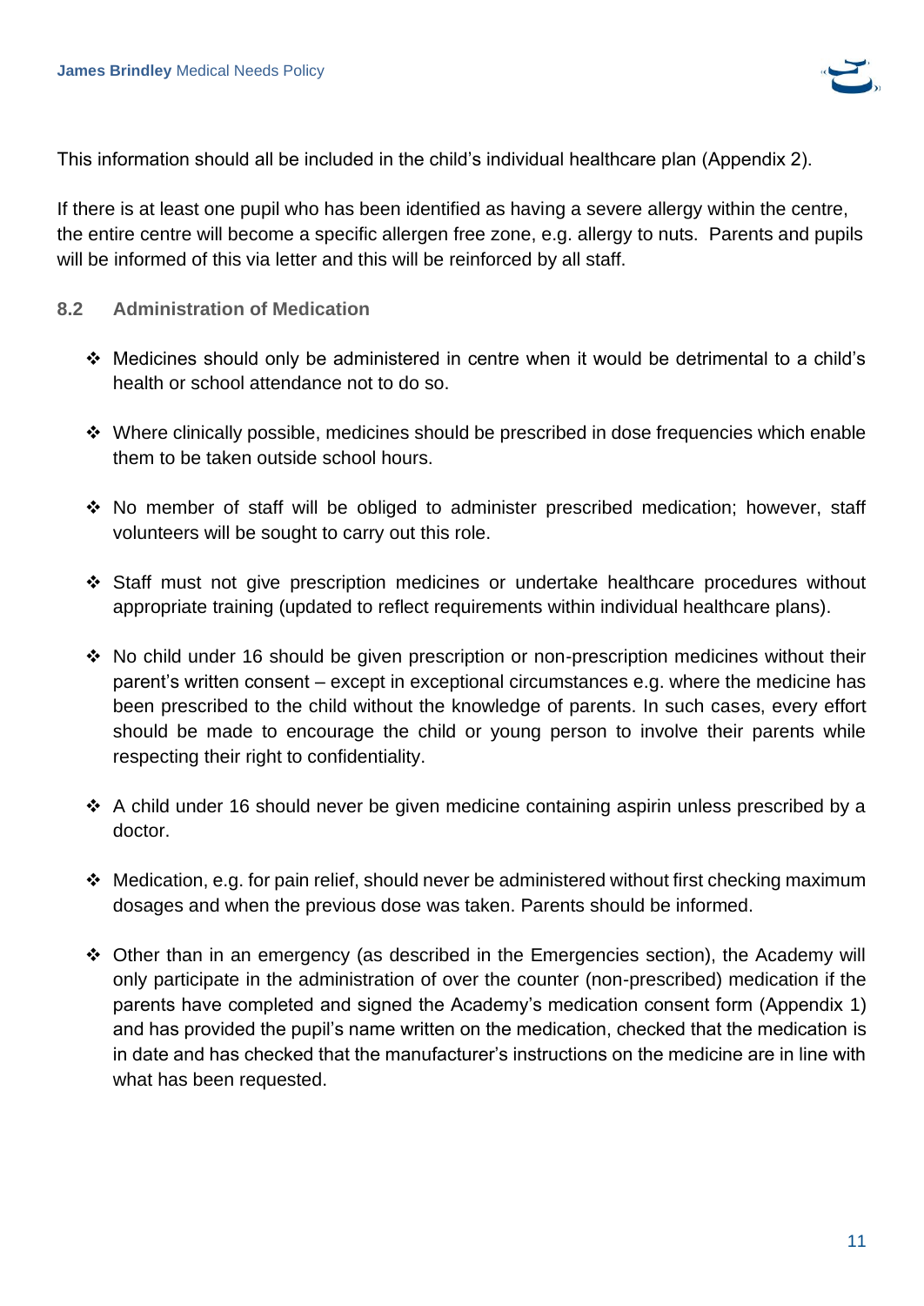This information should all be included in the child's individual healthcare plan (Appendix 2).

If there is at least one pupil who has been identified as having a severe allergy within the centre, the entire centre will become a specific allergen free zone, e.g. allergy to nuts. Parents and pupils will be informed of this via letter and this will be reinforced by all staff.

### 8.2 Administration of Medication

- Medicines should only be administered in centre when it would be detrimental to a child's health or school attendance not to do so.
- Where clinically possible, medicines should be prescribed in dose frequencies which enable them to be taken outside school hours.
- No member of staff will be obliged to administer prescribed medication; however, staff volunteers will be sought to carry out this role.
- Staff must not give prescription medicines or undertake healthcare procedures without appropriate training (updated to reflect requirements within individual healthcare plans).
- No child under 16 should be given prescription or non-prescription medicines without their parent's written consent – except in exceptional circumstances e.g. where the medicine has been prescribed to the child without the knowledge of parents. In such cases, every effort should be made to encourage the child or young person to involve their parents while respecting their right to confidentiality.
- A child under 16 should never be given medicine containing aspirin unless prescribed by a doctor.
- Medication, e.g. for pain relief, should never be administered without first checking maximum dosages and when the previous dose was taken. Parents should be informed.
- Other than in an emergency (as described in the Emergencies section), the Academy will only participate in the administration of over the counter (non-prescribed) medication if the parents have completed and signed the Academy's medication consent form (Appendix 1) and has provided the pupil's name written on the medication, checked that the medication is in date and has checked that the manufacturer's instructions on the medicine are in line with what has been requested.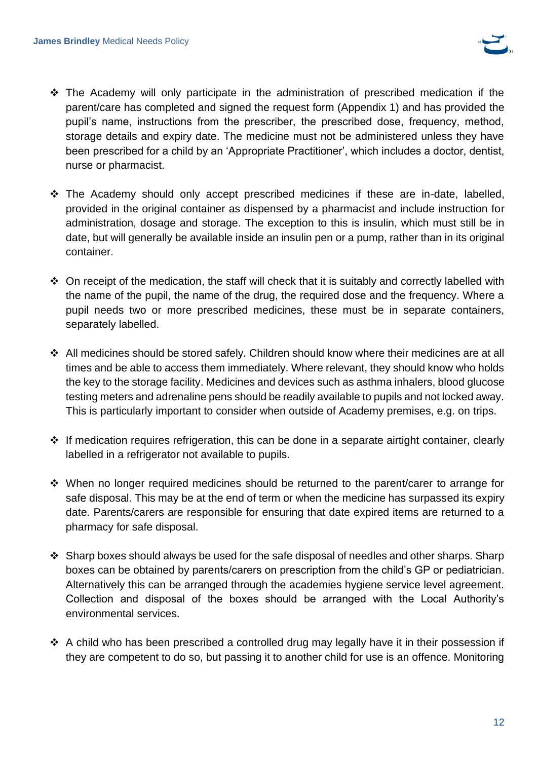- The Academy will only participate in the administration of prescribed medication if the parent/care has completed and signed the request form (Appendix 1) and has provided the pupil's name, instructions from the prescriber, the prescribed dose, frequency, method, storage details and expiry date. The medicine must not be administered unless they have been prescribed for a child by an 'Appropriate Practitioner', which includes a doctor, dentist, nurse or pharmacist.

- The Academy should only accept prescribed medicines if these are in-date, labelled, provided in the original container as dispensed by a pharmacist and include instruction for administration, dosage and storage. The exception to this is insulin, which must still be in date, but will generally be available inside an insulin pen or a pump, rather than in its original container.

- On receipt of the medication, the staff will check that it is suitably and correctly labelled with the name of the pupil, the name of the drug, the required dose and the frequency. Where a pupil needs two or more prescribed medicines, these must be in separate containers, separately labelled.

- All medicines should be stored safely. Children should know where their medicines are at all times and be able to access them immediately. Where relevant, they should know who holds the key to the storage facility. Medicines and devices such as asthma inhalers, blood glucose testing meters and adrenaline pens should be readily available to pupils and not locked away. This is particularly important to consider when outside of Academy premises, e.g. on trips.

- If medication requires refrigeration, this can be done in a separate airtight container, clearly labelled in a refrigerator not available to pupils.

- When no longer required medicines should be returned to the parent/carer to arrange for safe disposal. This may be at the end of term or when the medicine has surpassed its expiry date. Parents/carers are responsible for ensuring that date expired items are returned to a pharmacy for safe disposal.

- Sharp boxes should always be used for the safe disposal of needles and other sharps. Sharp boxes can be obtained by parents/carers on prescription from the child's GP or pediatrician. Alternatively this can be arranged through the academies hygiene service level agreement. Collection and disposal of the boxes should be arranged with the Local Authority's environmental services.

- A child who has been prescribed a controlled drug may legally have it in their possession if they are competent to do so, but passing it to another child for use is an offence. Monitoring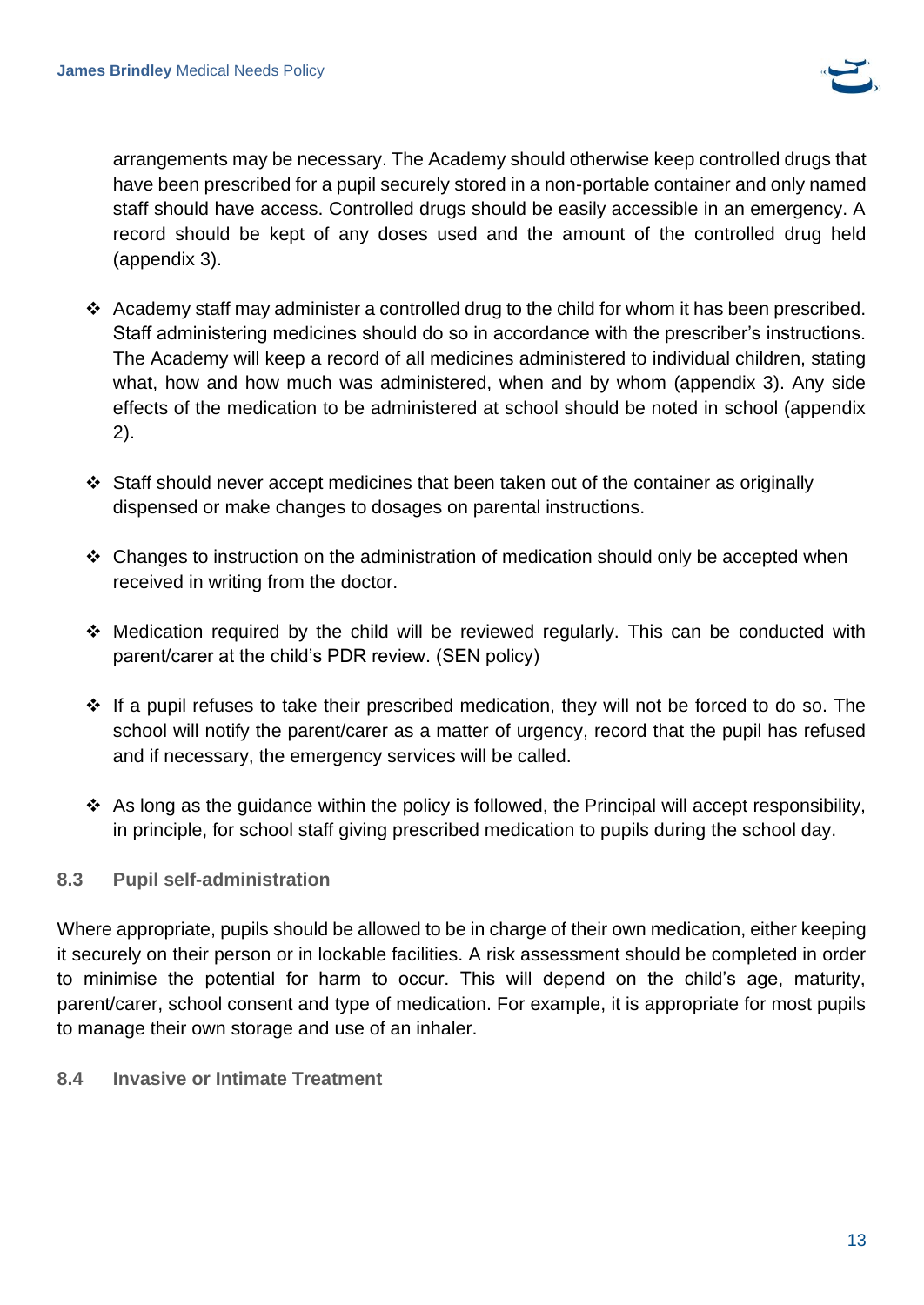arrangements may be necessary. The Academy should otherwise keep controlled drugs that have been prescribed for a pupil securely stored in a non-portable container and only named staff should have access. Controlled drugs should be easily accessible in an emergency. A record should be kept of any doses used and the amount of the controlled drug held (appendix 3).

- Academy staff may administer a controlled drug to the child for whom it has been prescribed. Staff administering medicines should do so in accordance with the prescriber's instructions. The Academy will keep a record of all medicines administered to individual children, stating what, how and how much was administered, when and by whom (appendix 3). Any side effects of the medication to be administered at school should be noted in school (appendix 2).

- Staff should never accept medicines that been taken out of the container as originally dispensed or make changes to dosages on parental instructions.

- Changes to instruction on the administration of medication should only be accepted when received in writing from the doctor.

- Medication required by the child will be reviewed regularly. This can be conducted with parent/carer at the child's PDR review. (SEN policy)

- If a pupil refuses to take their prescribed medication, they will not be forced to do so. The school will notify the parent/carer as a matter of urgency, record that the pupil has refused and if necessary, the emergency services will be called.

- As long as the guidance within the policy is followed, the Principal will accept responsibility, in principle, for school staff giving prescribed medication to pupils during the school day.

### 8.3 Pupil self-administration

Where appropriate, pupils should be allowed to be in charge of their own medication, either keeping it securely on their person or in lockable facilities. A risk assessment should be completed in order to minimise the potential for harm to occur. This will depend on the child's age, maturity, parent/carer, school consent and type of medication. For example, it is appropriate for most pupils to manage their own storage and use of an inhaler.

### 8.4 Invasive or Intimate Treatment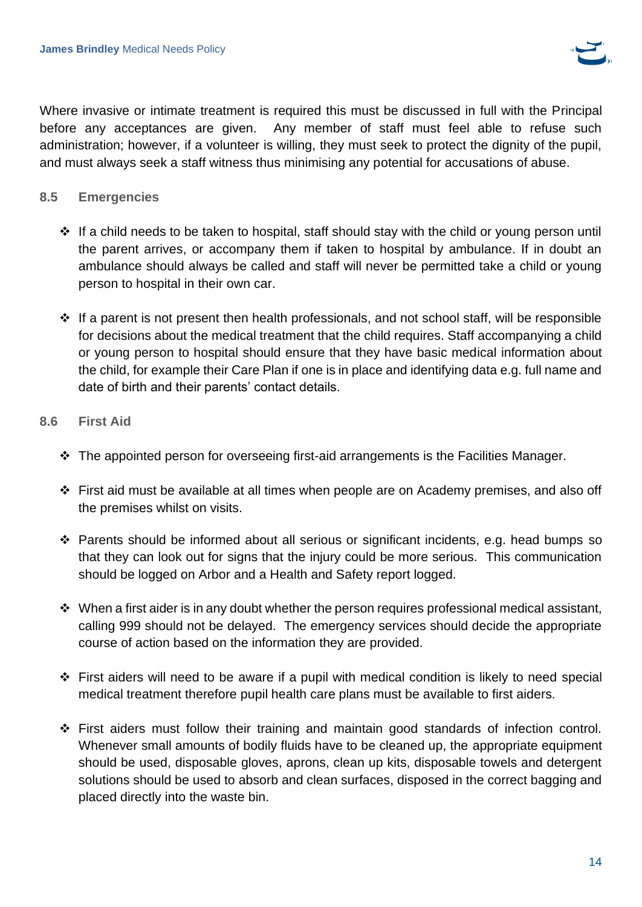Where invasive or intimate treatment is required this must be discussed in full with the Principal before any acceptances are given. Any member of staff must feel able to refuse such administration; however, if a volunteer is willing, they must seek to protect the dignity of the pupil, and must always seek a staff witness thus minimising any potential for accusations of abuse.

### 8.5 Emergencies

- If a child needs to be taken to hospital, staff should stay with the child or young person until the parent arrives, or accompany them if taken to hospital by ambulance. If in doubt an ambulance should always be called and staff will never be permitted take a child or young person to hospital in their own car.
- If a parent is not present then health professionals, and not school staff, will be responsible for decisions about the medical treatment that the child requires. Staff accompanying a child or young person to hospital should ensure that they have basic medical information about the child, for example their Care Plan if one is in place and identifying data e.g. full name and date of birth and their parents' contact details.

### 8.6 First Aid

- The appointed person for overseeing first-aid arrangements is the Facilities Manager.
- First aid must be available at all times when people are on Academy premises, and also off the premises whilst on visits.
- Parents should be informed about all serious or significant incidents, e.g. head bumps so that they can look out for signs that the injury could be more serious. This communication should be logged on Arbor and a Health and Safety report logged.
- When a first aider is in any doubt whether the person requires professional medical assistant, calling 999 should not be delayed. The emergency services should decide the appropriate course of action based on the information they are provided.
- First aiders will need to be aware if a pupil with medical condition is likely to need special medical treatment therefore pupil health care plans must be available to first aiders.
- First aiders must follow their training and maintain good standards of infection control. Whenever small amounts of bodily fluids have to be cleaned up, the appropriate equipment should be used, disposable gloves, aprons, clean up kits, disposable towels and detergent solutions should be used to absorb and clean surfaces, disposed in the correct bagging and placed directly into the waste bin.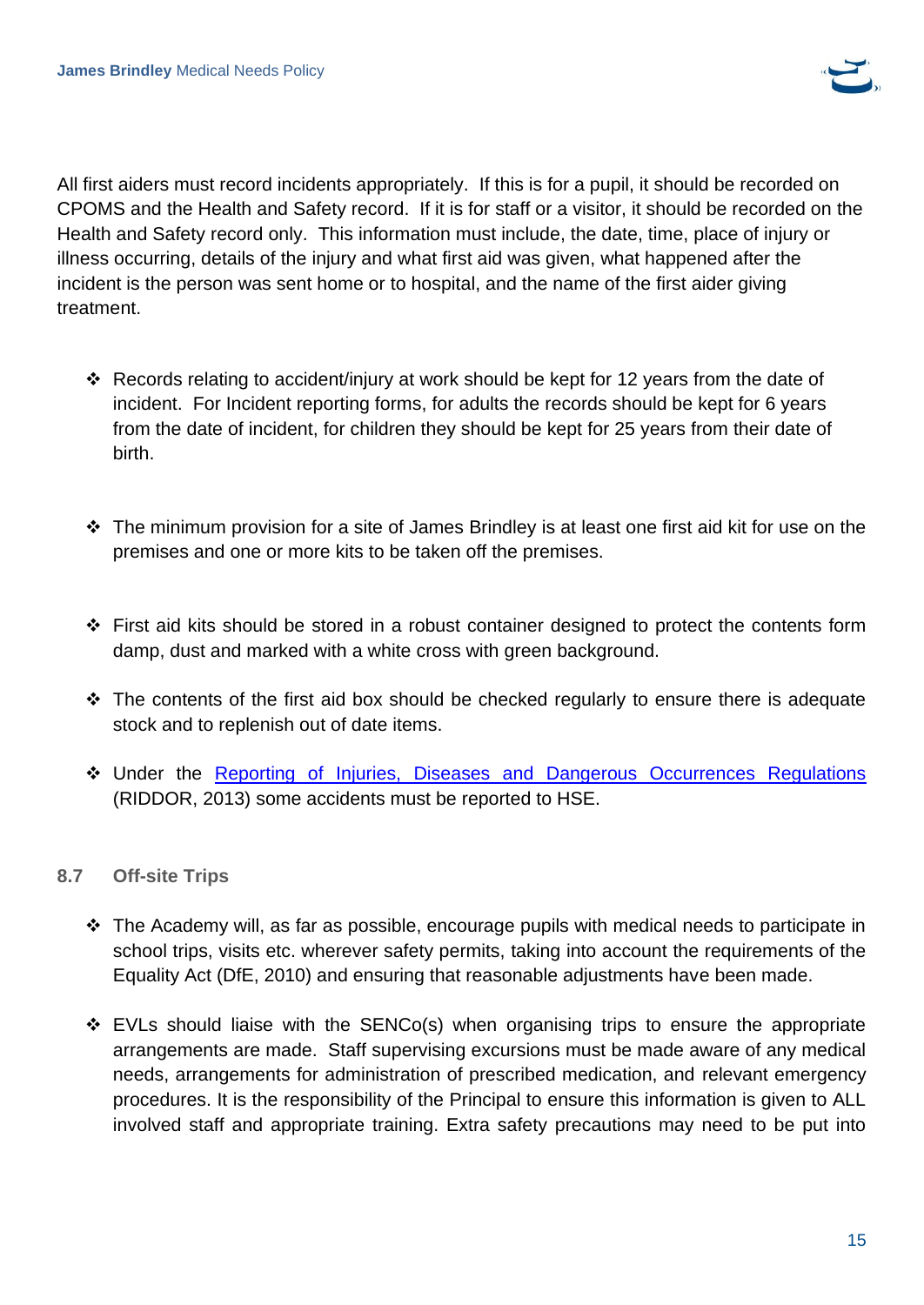All first aiders must record incidents appropriately. If this is for a pupil, it should be recorded on CPOMS and the Health and Safety record. If it is for staff or a visitor, it should be recorded on the Health and Safety record only. This information must include, the date, time, place of injury or illness occurring, details of the injury and what first aid was given, what happened after the incident is the person was sent home or to hospital, and the name of the first aider giving treatment.

- Records relating to accident/injury at work should be kept for 12 years from the date of incident. For Incident reporting forms, for adults the records should be kept for 6 years from the date of incident, for children they should be kept for 25 years from their date of birth.

- The minimum provision for a site of James Brindley is at least one first aid kit for use on the premises and one or more kits to be taken off the premises.

- First aid kits should be stored in a robust container designed to protect the contents form damp, dust and marked with a white cross with green background.

- The contents of the first aid box should be checked regularly to ensure there is adequate stock and to replenish out of date items.

- Under the [Reporting of Injuries, Diseases and Dangerous Occurrences Regulations]() (RIDDOR, 2013) some accidents must be reported to HSE.

### 8.7 Off-site Trips

- The Academy will, as far as possible, encourage pupils with medical needs to participate in school trips, visits etc. wherever safety permits, taking into account the requirements of the Equality Act (DfE, 2010) and ensuring that reasonable adjustments have been made.

- EVLs should liaise with the SENCo(s) when organising trips to ensure the appropriate arrangements are made. Staff supervising excursions must be made aware of any medical needs, arrangements for administration of prescribed medication, and relevant emergency procedures. It is the responsibility of the Principal to ensure this information is given to ALL involved staff and appropriate training. Extra safety precautions may need to be put into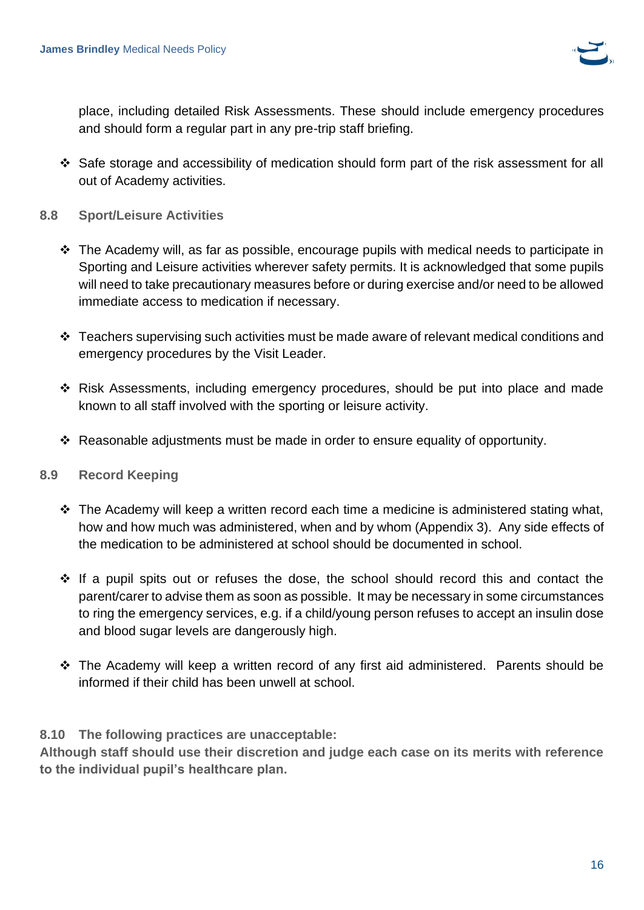place, including detailed Risk Assessments. These should include emergency procedures and should form a regular part in any pre-trip staff briefing.

- Safe storage and accessibility of medication should form part of the risk assessment for all out of Academy activities.

### 8.8 Sport/Leisure Activities

- The Academy will, as far as possible, encourage pupils with medical needs to participate in Sporting and Leisure activities wherever safety permits. It is acknowledged that some pupils will need to take precautionary measures before or during exercise and/or need to be allowed immediate access to medication if necessary.

- Teachers supervising such activities must be made aware of relevant medical conditions and emergency procedures by the Visit Leader.

- Risk Assessments, including emergency procedures, should be put into place and made known to all staff involved with the sporting or leisure activity.

- Reasonable adjustments must be made in order to ensure equality of opportunity.

### 8.9 Record Keeping

- The Academy will keep a written record each time a medicine is administered stating what, how and how much was administered, when and by whom (Appendix 3). Any side effects of the medication to be administered at school should be documented in school.

- If a pupil spits out or refuses the dose, the school should record this and contact the parent/carer to advise them as soon as possible. It may be necessary in some circumstances to ring the emergency services, e.g. if a child/young person refuses to accept an insulin dose and blood sugar levels are dangerously high.

- The Academy will keep a written record of any first aid administered. Parents should be informed if their child has been unwell at school.

### 8.10 The following practices are unacceptable:

**Although staff should use their discretion and judge each case on its merits with reference to the individual pupil's healthcare plan.**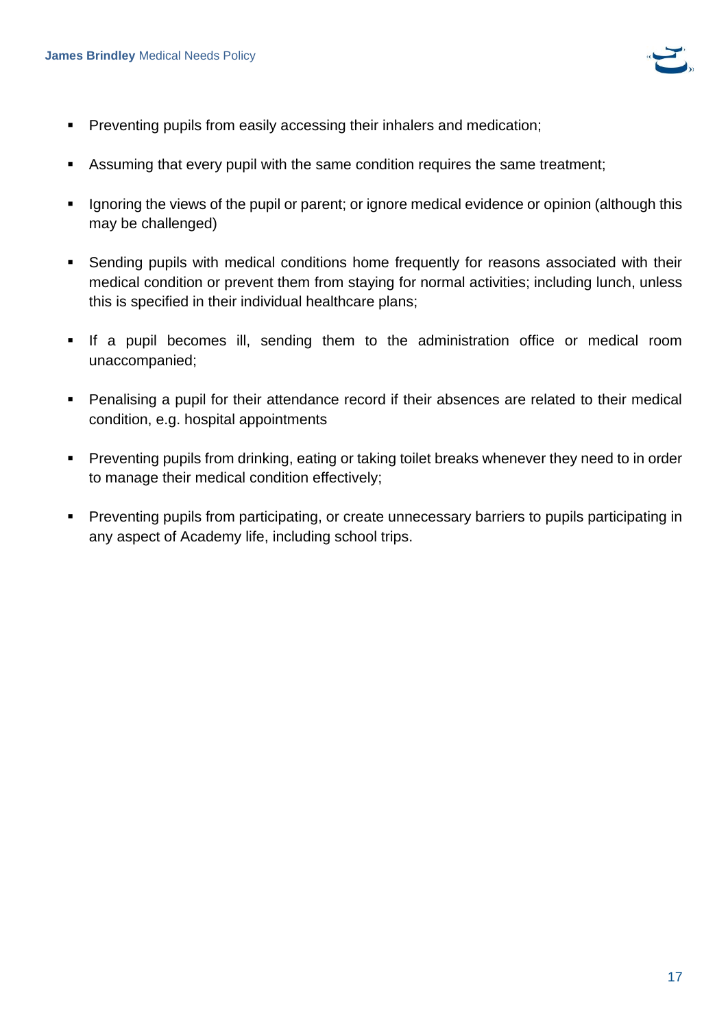- Preventing pupils from easily accessing their inhalers and medication;
- Assuming that every pupil with the same condition requires the same treatment;
- Ignoring the views of the pupil or parent; or ignore medical evidence or opinion (although this may be challenged)
- Sending pupils with medical conditions home frequently for reasons associated with their medical condition or prevent them from staying for normal activities; including lunch, unless this is specified in their individual healthcare plans;
- If a pupil becomes ill, sending them to the administration office or medical room unaccompanied;
- Penalising a pupil for their attendance record if their absences are related to their medical condition, e.g. hospital appointments
- Preventing pupils from drinking, eating or taking toilet breaks whenever they need to in order to manage their medical condition effectively;
- Preventing pupils from participating, or create unnecessary barriers to pupils participating in any aspect of Academy life, including school trips.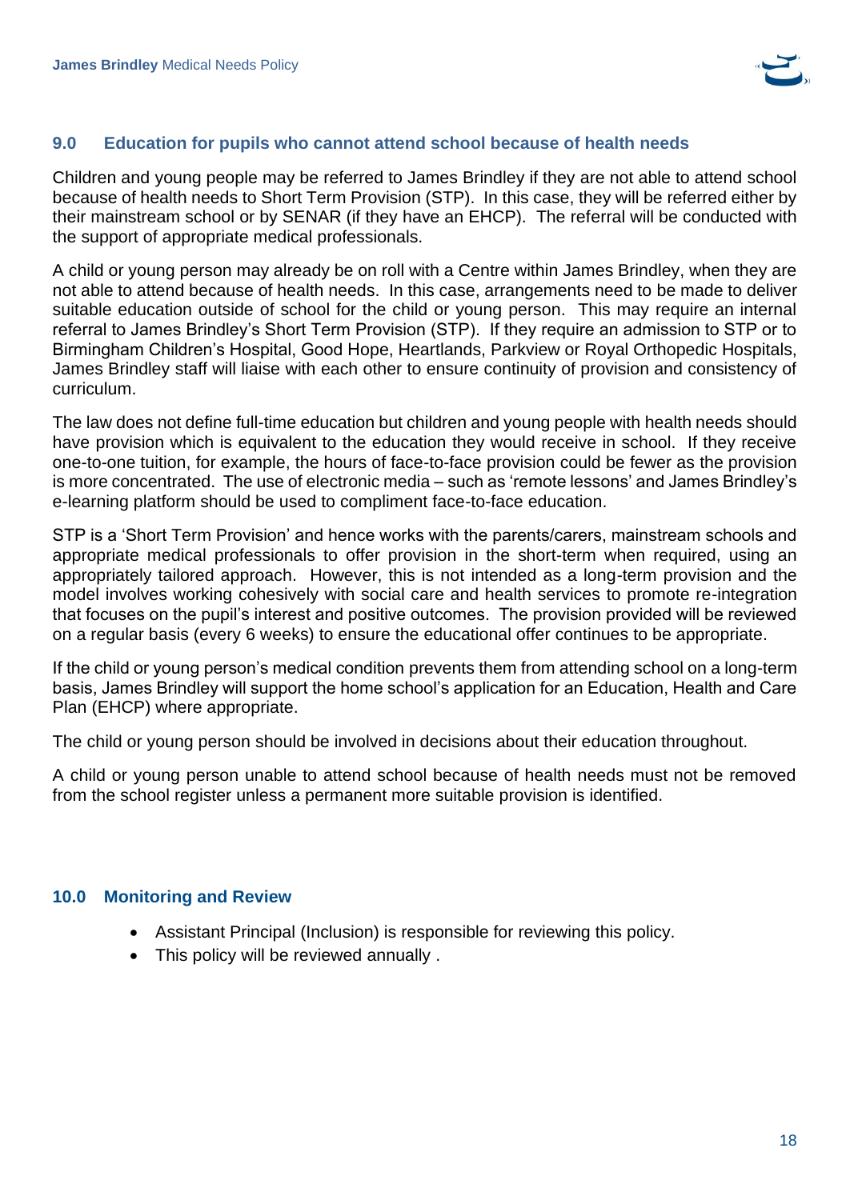## 9.0 Education for pupils who cannot attend school because of health needs

Children and young people may be referred to James Brindley if they are not able to attend school because of health needs to Short Term Provision (STP). In this case, they will be referred either by their mainstream school or by SENAR (if they have an EHCP). The referral will be conducted with the support of appropriate medical professionals.

A child or young person may already be on roll with a Centre within James Brindley, when they are not able to attend because of health needs. In this case, arrangements need to be made to deliver suitable education outside of school for the child or young person. This may require an internal referral to James Brindley's Short Term Provision (STP). If they require an admission to STP or to Birmingham Children's Hospital, Good Hope, Heartlands, Parkview or Royal Orthopedic Hospitals, James Brindley staff will liaise with each other to ensure continuity of provision and consistency of curriculum.

The law does not define full-time education but children and young people with health needs should have provision which is equivalent to the education they would receive in school. If they receive one-to-one tuition, for example, the hours of face-to-face provision could be fewer as the provision is more concentrated. The use of electronic media – such as 'remote lessons' and James Brindley's e-learning platform should be used to compliment face-to-face education.

STP is a 'Short Term Provision' and hence works with the parents/carers, mainstream schools and appropriate medical professionals to offer provision in the short-term when required, using an appropriately tailored approach. However, this is not intended as a long-term provision and the model involves working cohesively with social care and health services to promote re-integration that focuses on the pupil's interest and positive outcomes. The provision provided will be reviewed on a regular basis (every 6 weeks) to ensure the educational offer continues to be appropriate.

If the child or young person's medical condition prevents them from attending school on a long-term basis, James Brindley will support the home school's application for an Education, Health and Care Plan (EHCP) where appropriate.

The child or young person should be involved in decisions about their education throughout.

A child or young person unable to attend school because of health needs must not be removed from the school register unless a permanent more suitable provision is identified.

## 10.0 Monitoring and Review

- Assistant Principal (Inclusion) is responsible for reviewing this policy.
- This policy will be reviewed annually .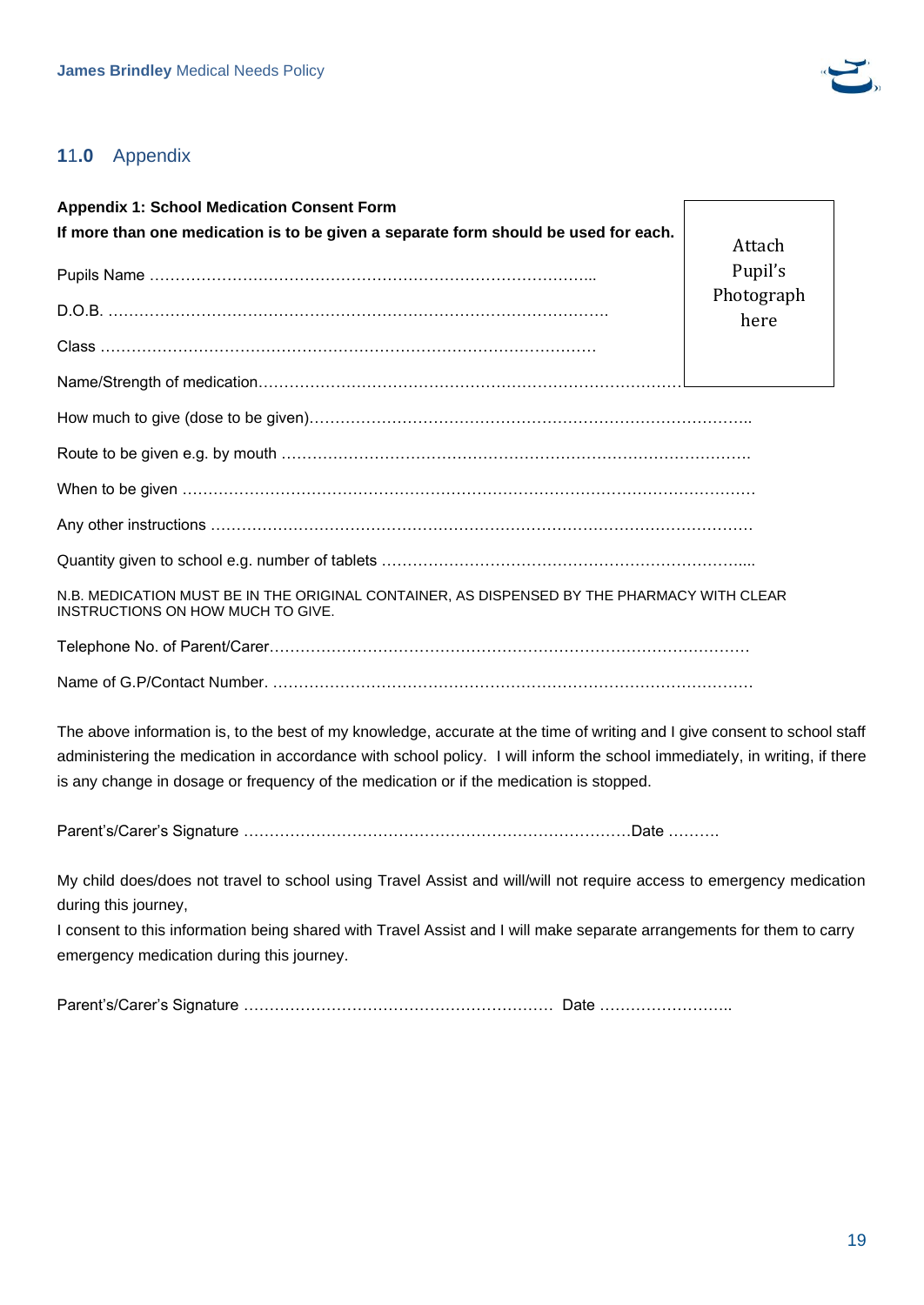## 11.0 Appendix

**Appendix 1: School Medication Consent Form**

**If more than one medication is to be given a separate form should be used for each.**

Attach Pupil's Photograph here

Pupils Name ……………………………………………………………………………..

D.O.B. ……………………………………………………………………………………….

Class ……………………………………………………………………………………

Name/Strength of medication………………………………………………………………………

How much to give (dose to be given)…………………………………………………………………………..

Route to be given e.g. by mouth ……………………………………………………………………………….

When to be given …………………………………………………………………………………………………

Any other instructions ……………………………………………………………………………………………

Quantity given to school e.g. number of tablets ………………………………………………………………....

N.B. MEDICATION MUST BE IN THE ORIGINAL CONTAINER, AS DISPENSED BY THE PHARMACY WITH CLEAR INSTRUCTIONS ON HOW MUCH TO GIVE.

Telephone No. of Parent/Carer…………………………………………………………………………………

Name of G.P/Contact Number. …………………………………………………………………………………

The above information is, to the best of my knowledge, accurate at the time of writing and I give consent to school staff administering the medication in accordance with school policy. I will inform the school immediately, in writing, if there is any change in dosage or frequency of the medication or if the medication is stopped.

Parent's/Carer's Signature …………………………………………………………………Date ……….

My child does/does not travel to school using Travel Assist and will/will not require access to emergency medication during this journey,

I consent to this information being shared with Travel Assist and I will make separate arrangements for them to carry emergency medication during this journey.

Parent's/Carer's Signature …………………………………………………… Date ……………………..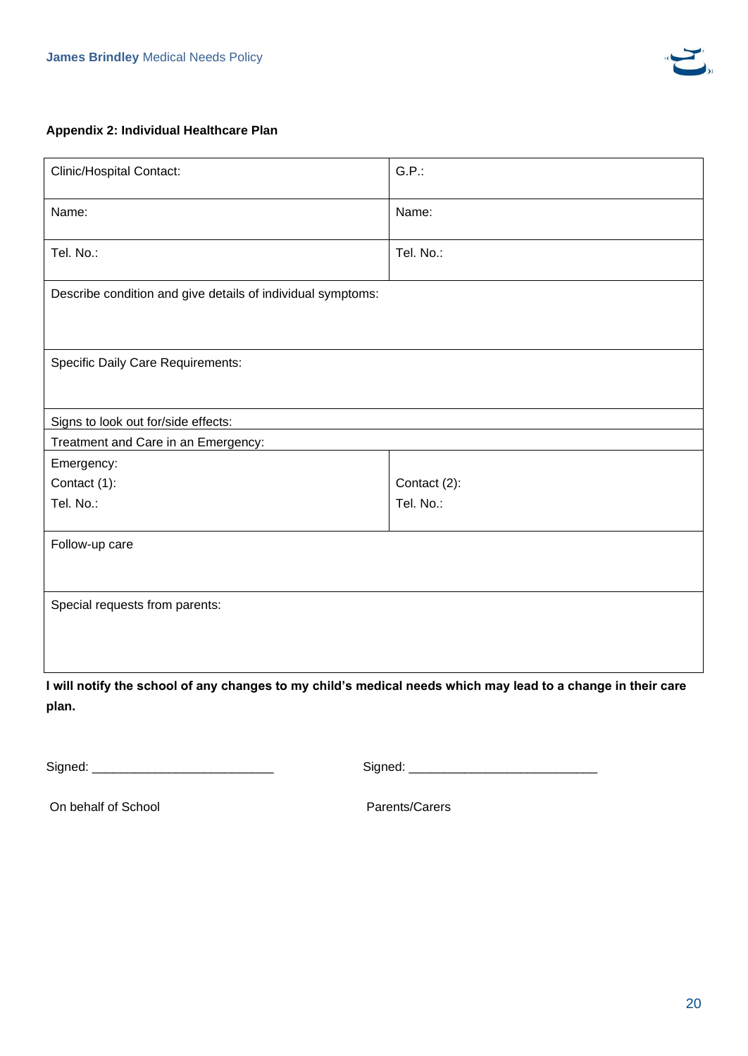**Appendix 2: Individual Healthcare Plan**

| Clinic/Hospital Contact: | G.P.: |
|---|---|
| Name: | Name: |
| Tel. No.: | Tel. No.: |
| Describe condition and give details of individual symptoms: | |
| Specific Daily Care Requirements: | |
| Signs to look out for/side effects: | |
| Treatment and Care in an Emergency: | |
| Emergency:<br>Contact (1):<br>Tel. No.: | Contact (2):<br>Tel. No.: |
| Follow-up care | |
| Special requests from parents: | |

**I will notify the school of any changes to my child's medical needs which may lead to a change in their care plan.**

Signed: ___________________________

On behalf of School

Signed: ____________________________

Parents/Carers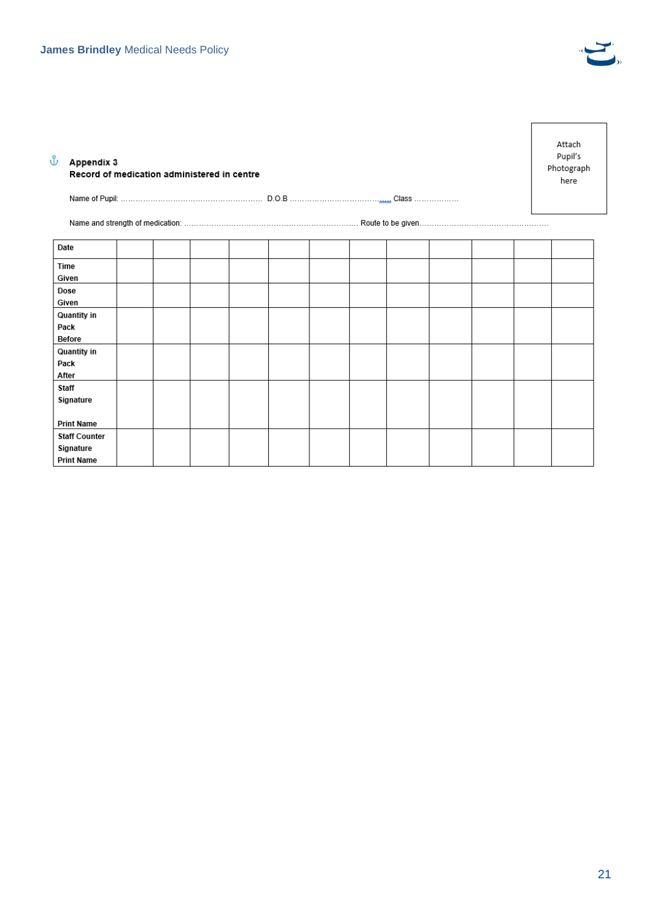Attach Pupil's Photograph here

### Appendix 3
**Record of medication administered in centre**

Name of Pupil: ……………………………………………… D.O.B ……………………………….….. Class ………………

Name and strength of medication: …………………………………………………………… Route to be given……………………………………………

| **Date** | | | | | | | | | | | | |
|---|---|---|---|---|---|---|---|---|---|---|---|---|
| **Time Given** | | | | | | | | | | | | |
| **Dose Given** | | | | | | | | | | | | |
| **Quantity in Pack Before** | | | | | | | | | | | | |
| **Quantity in Pack After** | | | | | | | | | | | | |
| **Staff Signature**<br><br>**Print Name** | | | | | | | | | | | | |
| **Staff Counter Signature Print Name** | | | | | | | | | | | | |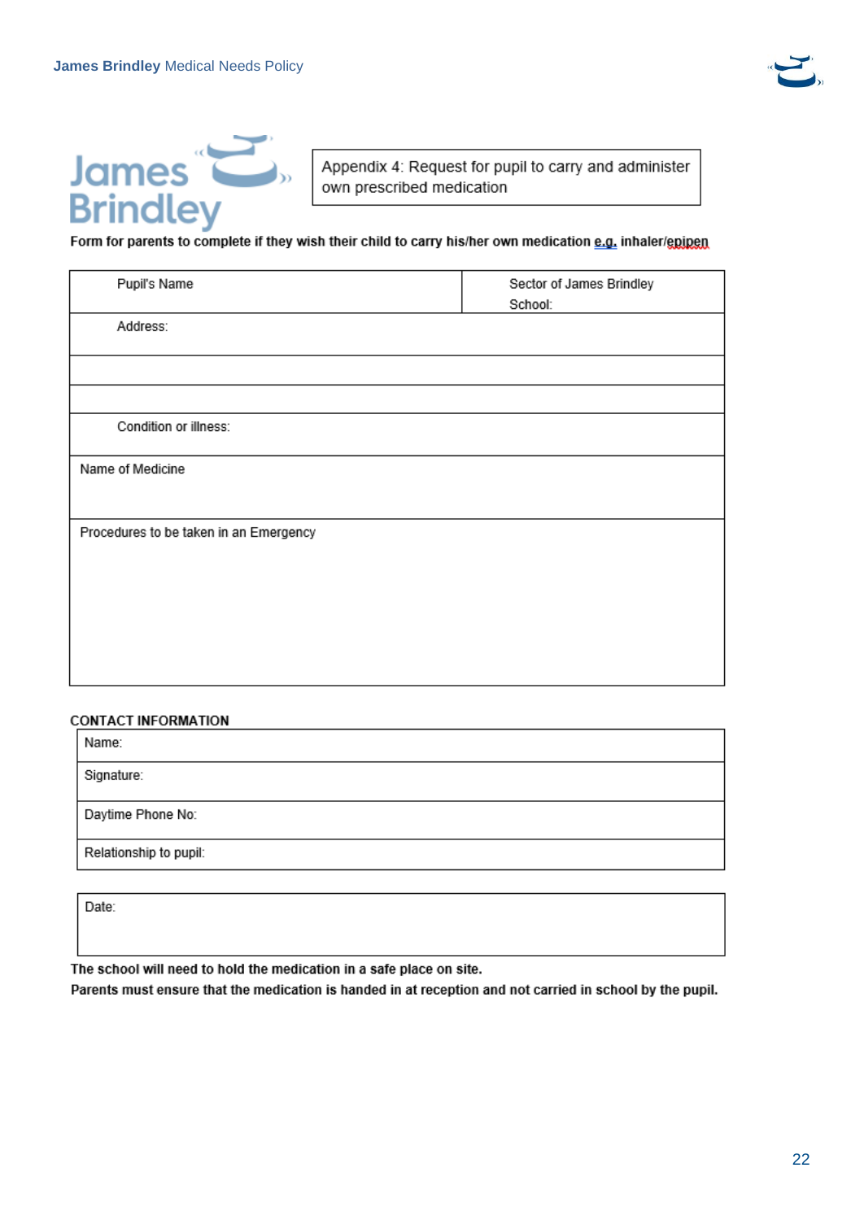## Appendix 4: Request for pupil to carry and administer own prescribed medication

**Form for parents to complete if they wish their child to carry his/her own medication e.g. inhaler/epipen**

| Pupil's Name | Sector of James Brindley School: |
|---|---|
| Address: | |
| | |
| | |
| Condition or illness: | |
| Name of Medicine | |
| Procedures to be taken in an Emergency | |

**CONTACT INFORMATION**

| |
|---|
| Name: |
| Signature: |
| Daytime Phone No: |
| Relationship to pupil: |

| |
|---|
| Date: |

**The school will need to hold the medication in a safe place on site.**

**Parents must ensure that the medication is handed in at reception and not carried in school by the pupil.**